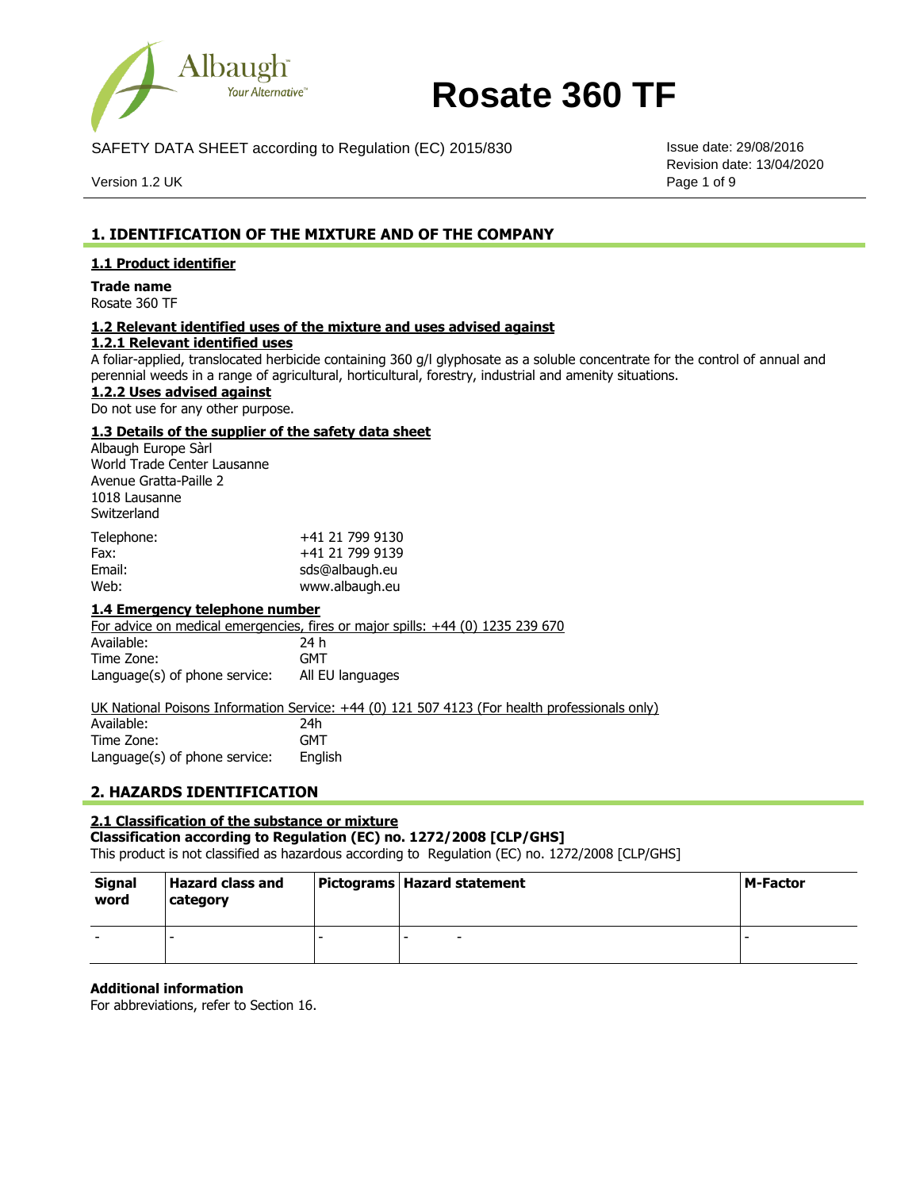# Rosate 360 TF

SAFETY DATA SHEET according to Regulation (EC) 2015/830

Version 1.2 UK

Issue date: 29/08/2016
Revision date: 13/04/2020

## 1. IDENTIFICATION OF THE MIXTURE AND OF THE COMPANY

### 1.1 Product identifier

**Trade name**
Rosate 360 TF

### 1.2 Relevant identified uses of the mixture and uses advised against

#### 1.2.1 Relevant identified uses

A foliar-applied, translocated herbicide containing 360 g/l glyphosate as a soluble concentrate for the control of annual and perennial weeds in a range of agricultural, horticultural, forestry, industrial and amenity situations.

#### 1.2.2 Uses advised against

Do not use for any other purpose.

### 1.3 Details of the supplier of the safety data sheet

Albaugh Europe Sàrl
World Trade Center Lausanne
Avenue Gratta-Paille 2
1018 Lausanne
Switzerland

| | |
|---|---|
| Telephone: | +41 21 799 9130 |
| Fax: | +41 21 799 9139 |
| Email: | sds@albaugh.eu |
| Web: | www.albaugh.eu |

### 1.4 Emergency telephone number

For advice on medical emergencies, fires or major spills: +44 (0) 1235 239 670

| | |
|---|---|
| Available: | 24 h |
| Time Zone: | GMT |
| Language(s) of phone service: | All EU languages |

UK National Poisons Information Service: +44 (0) 121 507 4123 (For health professionals only)

| | |
|---|---|
| Available: | 24h |
| Time Zone: | GMT |
| Language(s) of phone service: | English |

## 2. HAZARDS IDENTIFICATION

### 2.1 Classification of the substance or mixture

**Classification according to Regulation (EC) no. 1272/2008 [CLP/GHS]**
This product is not classified as hazardous according to Regulation (EC) no. 1272/2008 [CLP/GHS]

| Signal word | Hazard class and category | Pictograms | Hazard statement | M-Factor |
|---|---|---|---|---|
| - | - | - | - - | - |

**Additional information**
For abbreviations, refer to Section 16.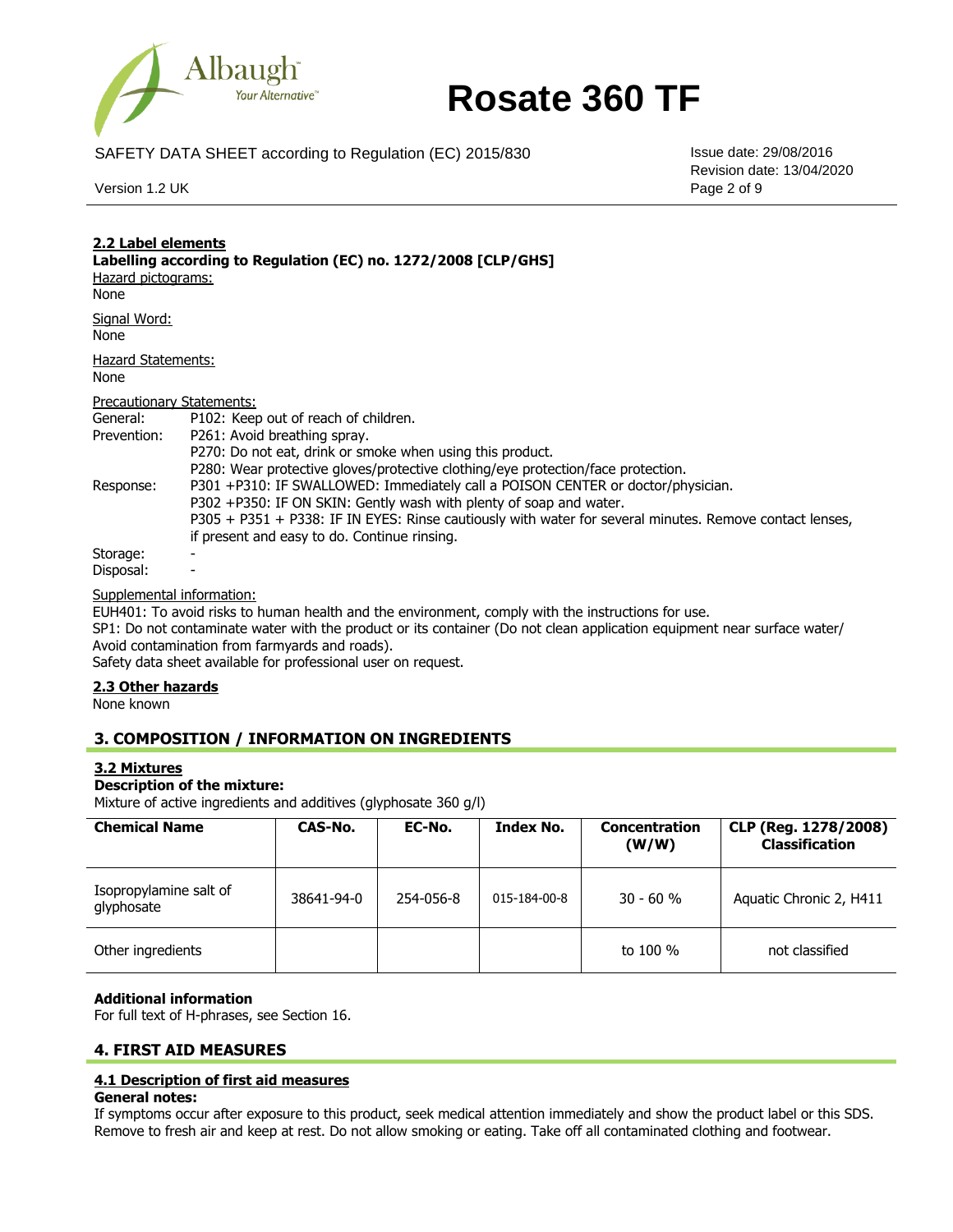## 2.2 Label elements

**Labelling according to Regulation (EC) no. 1272/2008 [CLP/GHS]**

Hazard pictograms:
None

Signal Word:
None

Hazard Statements:
None

Precautionary Statements:

General: P102: Keep out of reach of children.

Prevention: P261: Avoid breathing spray.
P270: Do not eat, drink or smoke when using this product.
P280: Wear protective gloves/protective clothing/eye protection/face protection.

Response: P301 +P310: IF SWALLOWED: Immediately call a POISON CENTER or doctor/physician.
P302 +P350: IF ON SKIN: Gently wash with plenty of soap and water.
P305 + P351 + P338: IF IN EYES: Rinse cautiously with water for several minutes. Remove contact lenses, if present and easy to do. Continue rinsing.

Storage: -

Disposal: -

Supplemental information:

EUH401: To avoid risks to human health and the environment, comply with the instructions for use.
SP1: Do not contaminate water with the product or its container (Do not clean application equipment near surface water/ Avoid contamination from farmyards and roads).
Safety data sheet available for professional user on request.

## 2.3 Other hazards

None known

# 3. COMPOSITION / INFORMATION ON INGREDIENTS

## 3.2 Mixtures

**Description of the mixture:**
Mixture of active ingredients and additives (glyphosate 360 g/l)

| Chemical Name | CAS-No. | EC-No. | Index No. | Concentration (W/W) | CLP (Reg. 1278/2008) Classification |
|---|---|---|---|---|---|
| Isopropylamine salt of glyphosate | 38641-94-0 | 254-056-8 | 015-184-00-8 | 30 - 60 % | Aquatic Chronic 2, H411 |
| Other ingredients | | | | to 100 % | not classified |

**Additional information**
For full text of H-phrases, see Section 16.

# 4. FIRST AID MEASURES

## 4.1 Description of first aid measures

**General notes:**
If symptoms occur after exposure to this product, seek medical attention immediately and show the product label or this SDS. Remove to fresh air and keep at rest. Do not allow smoking or eating. Take off all contaminated clothing and footwear.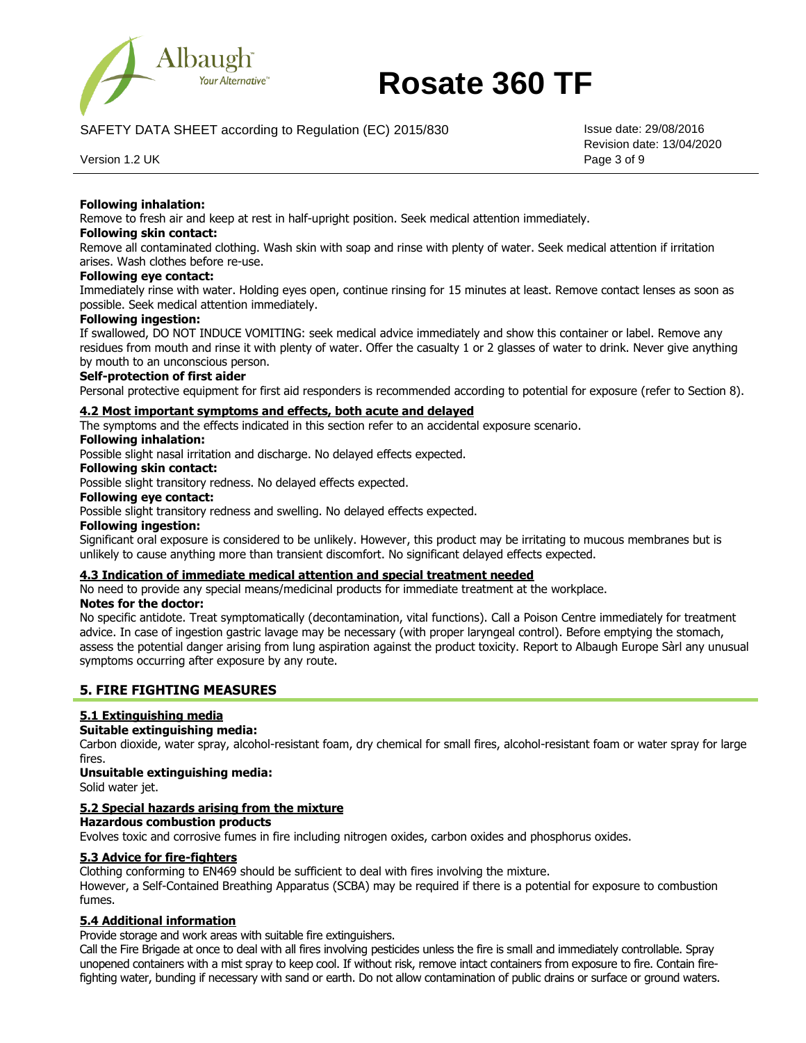**Following inhalation:**

Remove to fresh air and keep at rest in half-upright position. Seek medical attention immediately.

**Following skin contact:**

Remove all contaminated clothing. Wash skin with soap and rinse with plenty of water. Seek medical attention if irritation arises. Wash clothes before re-use.

**Following eye contact:**

Immediately rinse with water. Holding eyes open, continue rinsing for 15 minutes at least. Remove contact lenses as soon as possible. Seek medical attention immediately.

**Following ingestion:**

If swallowed, DO NOT INDUCE VOMITING: seek medical advice immediately and show this container or label. Remove any residues from mouth and rinse it with plenty of water. Offer the casualty 1 or 2 glasses of water to drink. Never give anything by mouth to an unconscious person.

**Self-protection of first aider**

Personal protective equipment for first aid responders is recommended according to potential for exposure (refer to Section 8).

### 4.2 Most important symptoms and effects, both acute and delayed

The symptoms and the effects indicated in this section refer to an accidental exposure scenario.

**Following inhalation:**

Possible slight nasal irritation and discharge. No delayed effects expected.

**Following skin contact:**

Possible slight transitory redness. No delayed effects expected.

**Following eye contact:**

Possible slight transitory redness and swelling. No delayed effects expected.

**Following ingestion:**

Significant oral exposure is considered to be unlikely. However, this product may be irritating to mucous membranes but is unlikely to cause anything more than transient discomfort. No significant delayed effects expected.

### 4.3 Indication of immediate medical attention and special treatment needed

No need to provide any special means/medicinal products for immediate treatment at the workplace.

**Notes for the doctor:**

No specific antidote. Treat symptomatically (decontamination, vital functions). Call a Poison Centre immediately for treatment advice. In case of ingestion gastric lavage may be necessary (with proper laryngeal control). Before emptying the stomach, assess the potential danger arising from lung aspiration against the product toxicity. Report to Albaugh Europe Sàrl any unusual symptoms occurring after exposure by any route.

## 5. FIRE FIGHTING MEASURES

### 5.1 Extinguishing media

**Suitable extinguishing media:**

Carbon dioxide, water spray, alcohol-resistant foam, dry chemical for small fires, alcohol-resistant foam or water spray for large fires.

**Unsuitable extinguishing media:**

Solid water jet.

### 5.2 Special hazards arising from the mixture

**Hazardous combustion products**

Evolves toxic and corrosive fumes in fire including nitrogen oxides, carbon oxides and phosphorus oxides.

### 5.3 Advice for fire-fighters

Clothing conforming to EN469 should be sufficient to deal with fires involving the mixture.

However, a Self-Contained Breathing Apparatus (SCBA) may be required if there is a potential for exposure to combustion fumes.

### 5.4 Additional information

Provide storage and work areas with suitable fire extinguishers.

Call the Fire Brigade at once to deal with all fires involving pesticides unless the fire is small and immediately controllable. Spray unopened containers with a mist spray to keep cool. If without risk, remove intact containers from exposure to fire. Contain fire-fighting water, bunding if necessary with sand or earth. Do not allow contamination of public drains or surface or ground waters.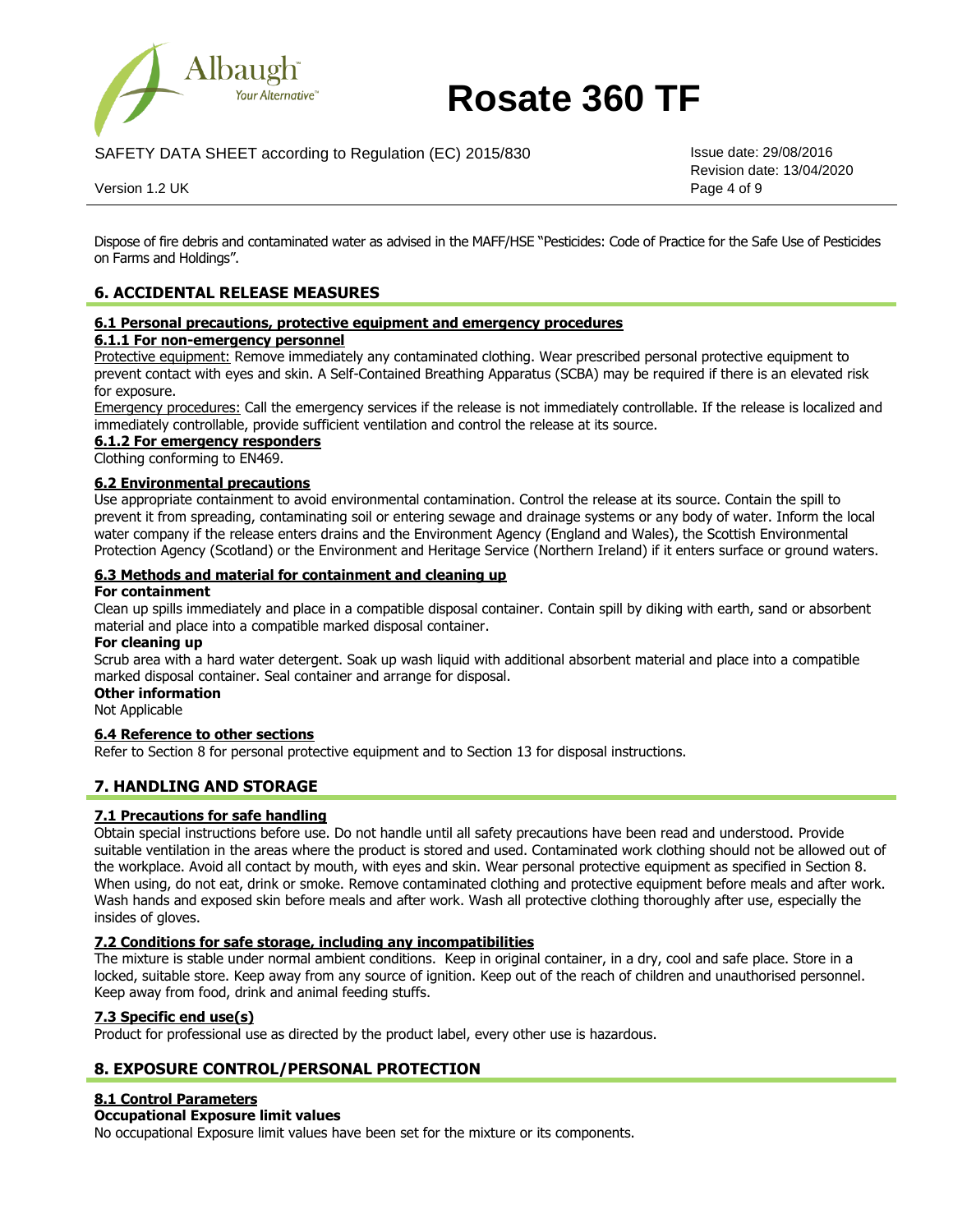Dispose of fire debris and contaminated water as advised in the MAFF/HSE "Pesticides: Code of Practice for the Safe Use of Pesticides on Farms and Holdings".

## 6. ACCIDENTAL RELEASE MEASURES

### 6.1 Personal precautions, protective equipment and emergency procedures

#### 6.1.1 For non-emergency personnel

Protective equipment: Remove immediately any contaminated clothing. Wear prescribed personal protective equipment to prevent contact with eyes and skin. A Self-Contained Breathing Apparatus (SCBA) may be required if there is an elevated risk for exposure.

Emergency procedures: Call the emergency services if the release is not immediately controllable. If the release is localized and immediately controllable, provide sufficient ventilation and control the release at its source.

#### 6.1.2 For emergency responders

Clothing conforming to EN469.

### 6.2 Environmental precautions

Use appropriate containment to avoid environmental contamination. Control the release at its source. Contain the spill to prevent it from spreading, contaminating soil or entering sewage and drainage systems or any body of water. Inform the local water company if the release enters drains and the Environment Agency (England and Wales), the Scottish Environmental Protection Agency (Scotland) or the Environment and Heritage Service (Northern Ireland) if it enters surface or ground waters.

### 6.3 Methods and material for containment and cleaning up

**For containment**

Clean up spills immediately and place in a compatible disposal container. Contain spill by diking with earth, sand or absorbent material and place into a compatible marked disposal container.

**For cleaning up**

Scrub area with a hard water detergent. Soak up wash liquid with additional absorbent material and place into a compatible marked disposal container. Seal container and arrange for disposal.

**Other information**

Not Applicable

### 6.4 Reference to other sections

Refer to Section 8 for personal protective equipment and to Section 13 for disposal instructions.

## 7. HANDLING AND STORAGE

### 7.1 Precautions for safe handling

Obtain special instructions before use. Do not handle until all safety precautions have been read and understood. Provide suitable ventilation in the areas where the product is stored and used. Contaminated work clothing should not be allowed out of the workplace. Avoid all contact by mouth, with eyes and skin. Wear personal protective equipment as specified in Section 8. When using, do not eat, drink or smoke. Remove contaminated clothing and protective equipment before meals and after work. Wash hands and exposed skin before meals and after work. Wash all protective clothing thoroughly after use, especially the insides of gloves.

### 7.2 Conditions for safe storage, including any incompatibilities

The mixture is stable under normal ambient conditions. Keep in original container, in a dry, cool and safe place. Store in a locked, suitable store. Keep away from any source of ignition. Keep out of the reach of children and unauthorised personnel. Keep away from food, drink and animal feeding stuffs.

### 7.3 Specific end use(s)

Product for professional use as directed by the product label, every other use is hazardous.

## 8. EXPOSURE CONTROL/PERSONAL PROTECTION

### 8.1 Control Parameters

**Occupational Exposure limit values**

No occupational Exposure limit values have been set for the mixture or its components.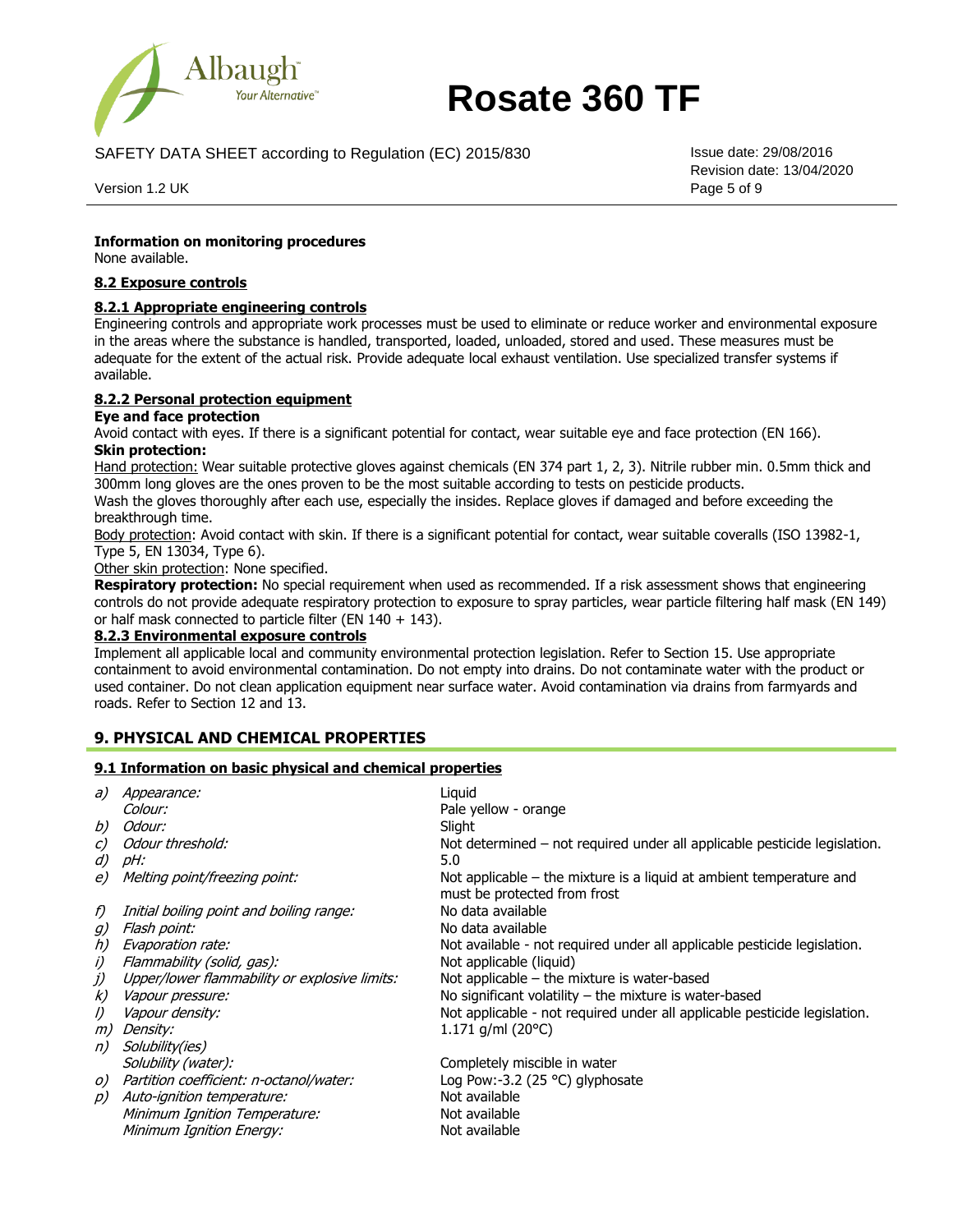**Information on monitoring procedures**

None available.

**8.2 Exposure controls**

**8.2.1 Appropriate engineering controls**

Engineering controls and appropriate work processes must be used to eliminate or reduce worker and environmental exposure in the areas where the substance is handled, transported, loaded, unloaded, stored and used. These measures must be adequate for the extent of the actual risk. Provide adequate local exhaust ventilation. Use specialized transfer systems if available.

**8.2.2 Personal protection equipment**

**Eye and face protection**

Avoid contact with eyes. If there is a significant potential for contact, wear suitable eye and face protection (EN 166).

**Skin protection:**

Hand protection: Wear suitable protective gloves against chemicals (EN 374 part 1, 2, 3). Nitrile rubber min. 0.5mm thick and 300mm long gloves are the ones proven to be the most suitable according to tests on pesticide products.

Wash the gloves thoroughly after each use, especially the insides. Replace gloves if damaged and before exceeding the breakthrough time.

Body protection: Avoid contact with skin. If there is a significant potential for contact, wear suitable coveralls (ISO 13982-1, Type 5, EN 13034, Type 6).

Other skin protection: None specified.

**Respiratory protection:** No special requirement when used as recommended. If a risk assessment shows that engineering controls do not provide adequate respiratory protection to exposure to spray particles, wear particle filtering half mask (EN 149) or half mask connected to particle filter (EN 140 + 143).

**8.2.3 Environmental exposure controls**

Implement all applicable local and community environmental protection legislation. Refer to Section 15. Use appropriate containment to avoid environmental contamination. Do not empty into drains. Do not contaminate water with the product or used container. Do not clean application equipment near surface water. Avoid contamination via drains from farmyards and roads. Refer to Section 12 and 13.

## 9. PHYSICAL AND CHEMICAL PROPERTIES

**9.1 Information on basic physical and chemical properties**

| | Property | Value |
|---|---|---|
| *a)* | *Appearance:* | Liquid |
| | *Colour:* | Pale yellow - orange |
| *b)* | *Odour:* | Slight |
| *c)* | *Odour threshold:* | Not determined – not required under all applicable pesticide legislation. |
| *d)* | *pH:* | 5.0 |
| *e)* | *Melting point/freezing point:* | Not applicable – the mixture is a liquid at ambient temperature and must be protected from frost |
| *f)* | *Initial boiling point and boiling range:* | No data available |
| *g)* | *Flash point:* | No data available |
| *h)* | *Evaporation rate:* | Not available - not required under all applicable pesticide legislation. |
| *i)* | *Flammability (solid, gas):* | Not applicable (liquid) |
| *j)* | *Upper/lower flammability or explosive limits:* | Not applicable – the mixture is water-based |
| *k)* | *Vapour pressure:* | No significant volatility – the mixture is water-based |
| *l)* | *Vapour density:* | Not applicable - not required under all applicable pesticide legislation. |
| *m)* | *Density:* | 1.171 g/ml (20°C) |
| *n)* | *Solubility(ies)* | |
| | *Solubility (water):* | Completely miscible in water |
| *o)* | *Partition coefficient: n-octanol/water:* | Log Pow:-3.2 (25 °C) glyphosate |
| *p)* | *Auto-ignition temperature:* | Not available |
| | *Minimum Ignition Temperature:* | Not available |
| | *Minimum Ignition Energy:* | Not available |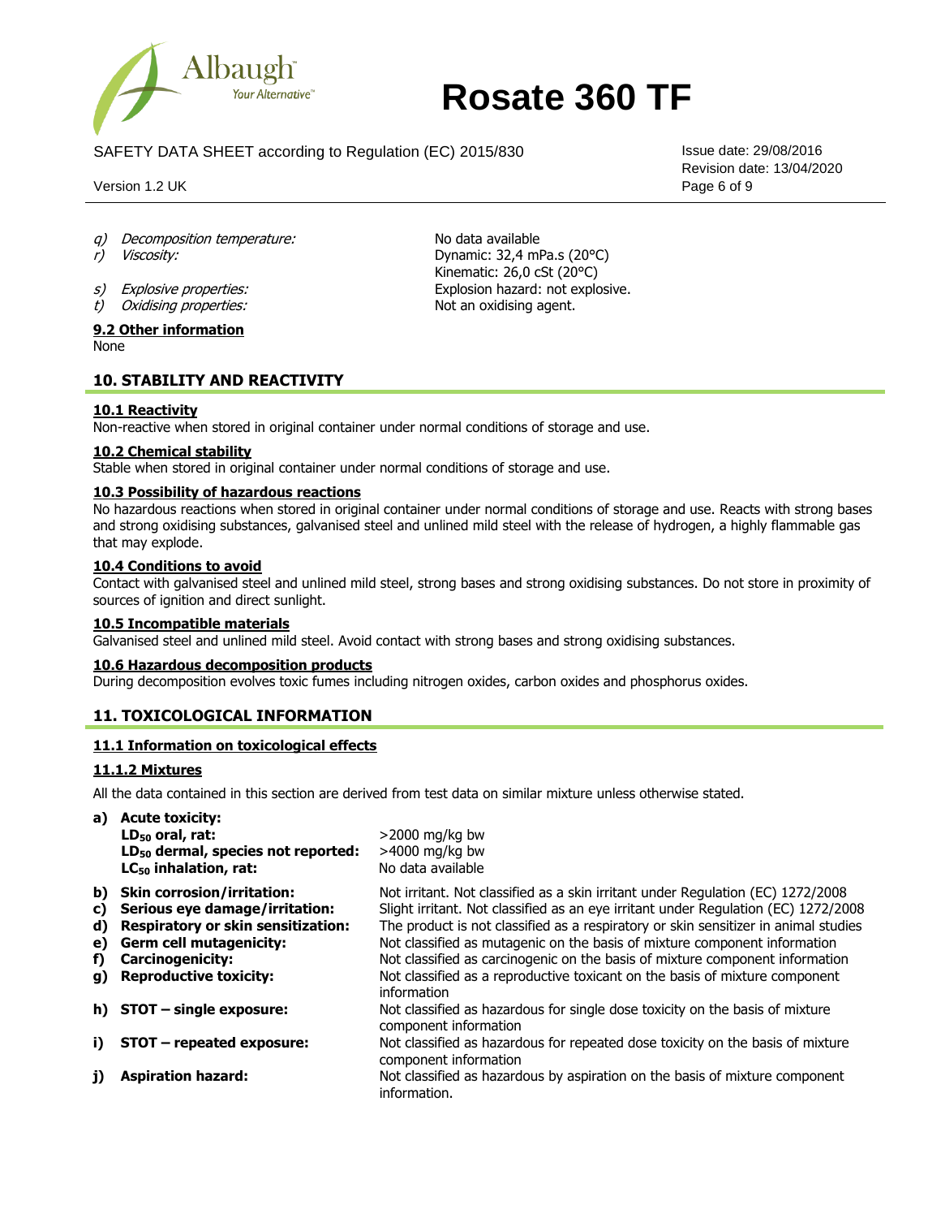*q) Decomposition temperature:* No data available

*r) Viscosity:* Dynamic: 32,4 mPa.s (20°C)
Kinematic: 26,0 cSt (20°C)

*s) Explosive properties:* Explosion hazard: not explosive.

*t) Oxidising properties:* Not an oxidising agent.

**9.2 Other information**

None

## 10. STABILITY AND REACTIVITY

**10.1 Reactivity**

Non-reactive when stored in original container under normal conditions of storage and use.

**10.2 Chemical stability**

Stable when stored in original container under normal conditions of storage and use.

**10.3 Possibility of hazardous reactions**

No hazardous reactions when stored in original container under normal conditions of storage and use. Reacts with strong bases and strong oxidising substances, galvanised steel and unlined mild steel with the release of hydrogen, a highly flammable gas that may explode.

**10.4 Conditions to avoid**

Contact with galvanised steel and unlined mild steel, strong bases and strong oxidising substances. Do not store in proximity of sources of ignition and direct sunlight.

**10.5 Incompatible materials**

Galvanised steel and unlined mild steel. Avoid contact with strong bases and strong oxidising substances.

**10.6 Hazardous decomposition products**

During decomposition evolves toxic fumes including nitrogen oxides, carbon oxides and phosphorus oxides.

## 11. TOXICOLOGICAL INFORMATION

**11.1 Information on toxicological effects**

**11.1.2 Mixtures**

All the data contained in this section are derived from test data on similar mixture unless otherwise stated.

**a) Acute toxicity:**

- **$LD_{50}$ oral, rat:** >2000 mg/kg bw
- **$LD_{50}$ dermal, species not reported:** >4000 mg/kg bw
- **$LC_{50}$ inhalation, rat:** No data available

**b) Skin corrosion/irritation:** Not irritant. Not classified as a skin irritant under Regulation (EC) 1272/2008

**c) Serious eye damage/irritation:** Slight irritant. Not classified as an eye irritant under Regulation (EC) 1272/2008

**d) Respiratory or skin sensitization:** The product is not classified as a respiratory or skin sensitizer in animal studies

**e) Germ cell mutagenicity:** Not classified as mutagenic on the basis of mixture component information

**f) Carcinogenicity:** Not classified as carcinogenic on the basis of mixture component information

**g) Reproductive toxicity:** Not classified as a reproductive toxicant on the basis of mixture component information

**h) STOT – single exposure:** Not classified as hazardous for single dose toxicity on the basis of mixture component information

**i) STOT – repeated exposure:** Not classified as hazardous for repeated dose toxicity on the basis of mixture component information

**j) Aspiration hazard:** Not classified as hazardous by aspiration on the basis of mixture component information.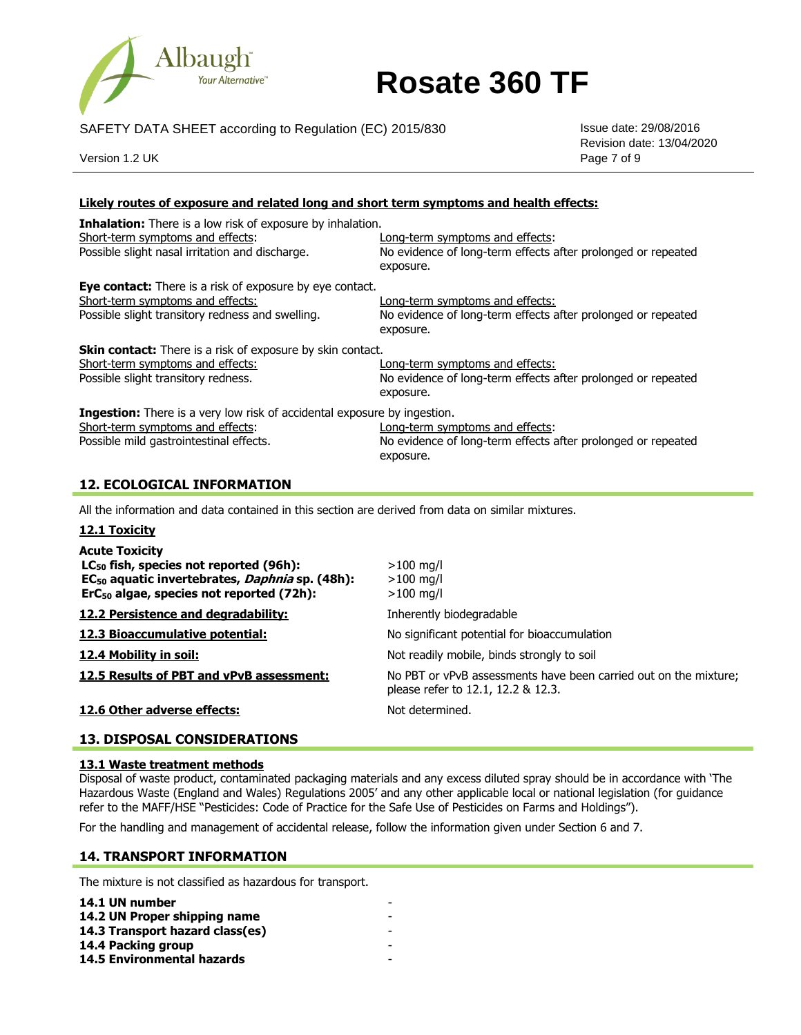**Likely routes of exposure and related long and short term symptoms and health effects:**

**Inhalation:** There is a low risk of exposure by inhalation.

| Short-term symptoms and effects: | Long-term symptoms and effects: |
|---|---|
| Possible slight nasal irritation and discharge. | No evidence of long-term effects after prolonged or repeated exposure. |

**Eye contact:** There is a risk of exposure by eye contact.

| Short-term symptoms and effects: | Long-term symptoms and effects: |
|---|---|
| Possible slight transitory redness and swelling. | No evidence of long-term effects after prolonged or repeated exposure. |

**Skin contact:** There is a risk of exposure by skin contact.

| Short-term symptoms and effects: | Long-term symptoms and effects: |
|---|---|
| Possible slight transitory redness. | No evidence of long-term effects after prolonged or repeated exposure. |

**Ingestion:** There is a very low risk of accidental exposure by ingestion.

| Short-term symptoms and effects: | Long-term symptoms and effects: |
|---|---|
| Possible mild gastrointestinal effects. | No evidence of long-term effects after prolonged or repeated exposure. |

## 12. ECOLOGICAL INFORMATION

All the information and data contained in this section are derived from data on similar mixtures.

### 12.1 Toxicity

**Acute Toxicity**

| | |
|---|---|
| **$LC_{50}$ fish, species not reported (96h):** | >100 mg/l |
| **$EC_{50}$ aquatic invertebrates, *Daphnia* sp. (48h):** | >100 mg/l |
| **$ErC_{50}$ algae, species not reported (72h):** | >100 mg/l |

| | |
|---|---|
| **12.2 Persistence and degradability:** | Inherently biodegradable |
| **12.3 Bioaccumulative potential:** | No significant potential for bioaccumulation |
| **12.4 Mobility in soil:** | Not readily mobile, binds strongly to soil |
| **12.5 Results of PBT and vPvB assessment:** | No PBT or vPvB assessments have been carried out on the mixture; please refer to 12.1, 12.2 & 12.3. |
| **12.6 Other adverse effects:** | Not determined. |

## 13. DISPOSAL CONSIDERATIONS

### 13.1 Waste treatment methods

Disposal of waste product, contaminated packaging materials and any excess diluted spray should be in accordance with 'The Hazardous Waste (England and Wales) Regulations 2005' and any other applicable local or national legislation (for guidance refer to the MAFF/HSE "Pesticides: Code of Practice for the Safe Use of Pesticides on Farms and Holdings").

For the handling and management of accidental release, follow the information given under Section 6 and 7.

## 14. TRANSPORT INFORMATION

The mixture is not classified as hazardous for transport.

| | |
|---|---|
| **14.1 UN number** | - |
| **14.2 UN Proper shipping name** | - |
| **14.3 Transport hazard class(es)** | - |
| **14.4 Packing group** | - |
| **14.5 Environmental hazards** | - |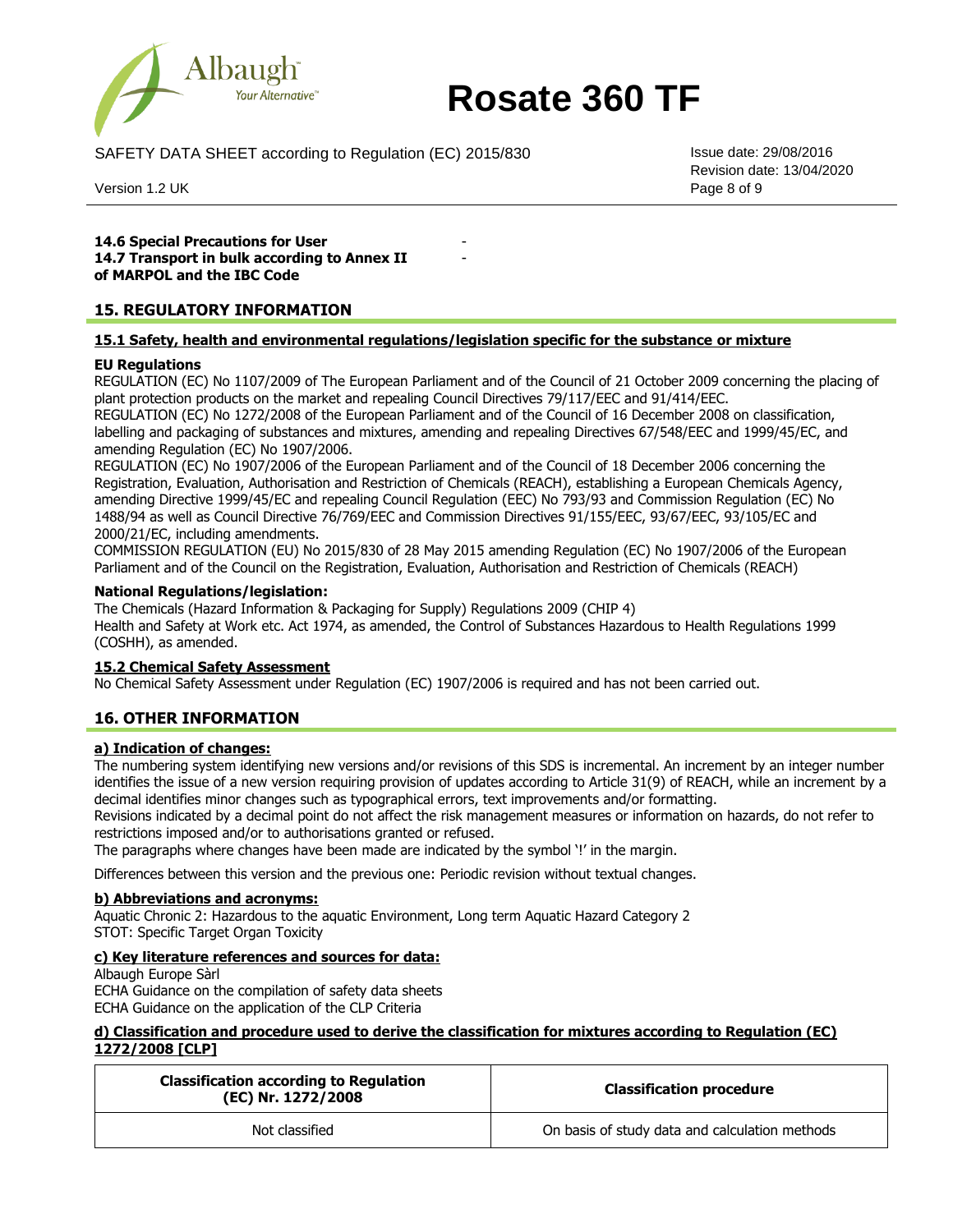**14.6 Special Precautions for User** -

**14.7 Transport in bulk according to Annex II of MARPOL and the IBC Code** -

## 15. REGULATORY INFORMATION

### 15.1 Safety, health and environmental regulations/legislation specific for the substance or mixture

**EU Regulations**

REGULATION (EC) No 1107/2009 of The European Parliament and of the Council of 21 October 2009 concerning the placing of plant protection products on the market and repealing Council Directives 79/117/EEC and 91/414/EEC.

REGULATION (EC) No 1272/2008 of the European Parliament and of the Council of 16 December 2008 on classification, labelling and packaging of substances and mixtures, amending and repealing Directives 67/548/EEC and 1999/45/EC, and amending Regulation (EC) No 1907/2006.

REGULATION (EC) No 1907/2006 of the European Parliament and of the Council of 18 December 2006 concerning the Registration, Evaluation, Authorisation and Restriction of Chemicals (REACH), establishing a European Chemicals Agency, amending Directive 1999/45/EC and repealing Council Regulation (EEC) No 793/93 and Commission Regulation (EC) No 1488/94 as well as Council Directive 76/769/EEC and Commission Directives 91/155/EEC, 93/67/EEC, 93/105/EC and 2000/21/EC, including amendments.

COMMISSION REGULATION (EU) No 2015/830 of 28 May 2015 amending Regulation (EC) No 1907/2006 of the European Parliament and of the Council on the Registration, Evaluation, Authorisation and Restriction of Chemicals (REACH)

**National Regulations/legislation:**

The Chemicals (Hazard Information & Packaging for Supply) Regulations 2009 (CHIP 4)

Health and Safety at Work etc. Act 1974, as amended, the Control of Substances Hazardous to Health Regulations 1999 (COSHH), as amended.

### 15.2 Chemical Safety Assessment

No Chemical Safety Assessment under Regulation (EC) 1907/2006 is required and has not been carried out.

## 16. OTHER INFORMATION

### a) Indication of changes:

The numbering system identifying new versions and/or revisions of this SDS is incremental. An increment by an integer number identifies the issue of a new version requiring provision of updates according to Article 31(9) of REACH, while an increment by a decimal identifies minor changes such as typographical errors, text improvements and/or formatting.

Revisions indicated by a decimal point do not affect the risk management measures or information on hazards, do not refer to restrictions imposed and/or to authorisations granted or refused.

The paragraphs where changes have been made are indicated by the symbol '!' in the margin.

Differences between this version and the previous one: Periodic revision without textual changes.

### b) Abbreviations and acronyms:

Aquatic Chronic 2: Hazardous to the aquatic Environment, Long term Aquatic Hazard Category 2

STOT: Specific Target Organ Toxicity

### c) Key literature references and sources for data:

Albaugh Europe Sàrl

ECHA Guidance on the compilation of safety data sheets

ECHA Guidance on the application of the CLP Criteria

### d) Classification and procedure used to derive the classification for mixtures according to Regulation (EC) 1272/2008 [CLP]

| Classification according to Regulation (EC) Nr. 1272/2008 | Classification procedure |
|---|---|
| Not classified | On basis of study data and calculation methods |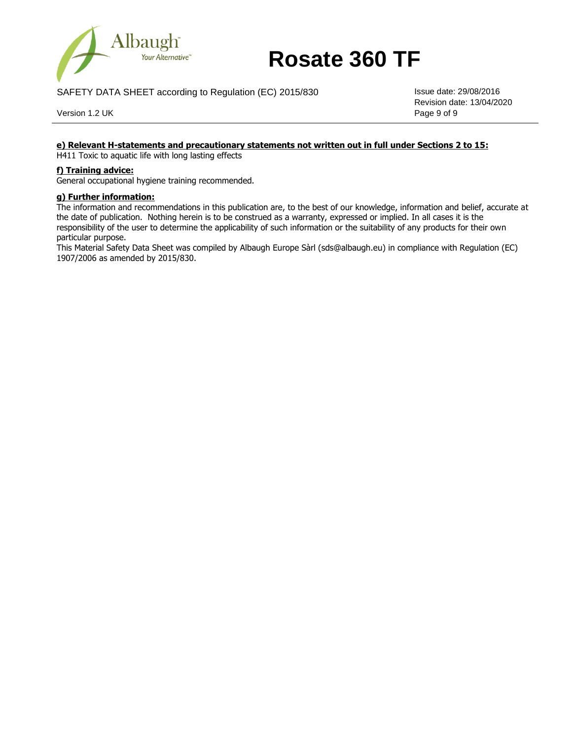**e) Relevant H-statements and precautionary statements not written out in full under Sections 2 to 15:**

H411 Toxic to aquatic life with long lasting effects

**f) Training advice:**

General occupational hygiene training recommended.

**g) Further information:**

The information and recommendations in this publication are, to the best of our knowledge, information and belief, accurate at the date of publication. Nothing herein is to be construed as a warranty, expressed or implied. In all cases it is the responsibility of the user to determine the applicability of such information or the suitability of any products for their own particular purpose.

This Material Safety Data Sheet was compiled by Albaugh Europe Sàrl (sds@albaugh.eu) in compliance with Regulation (EC) 1907/2006 as amended by 2015/830.